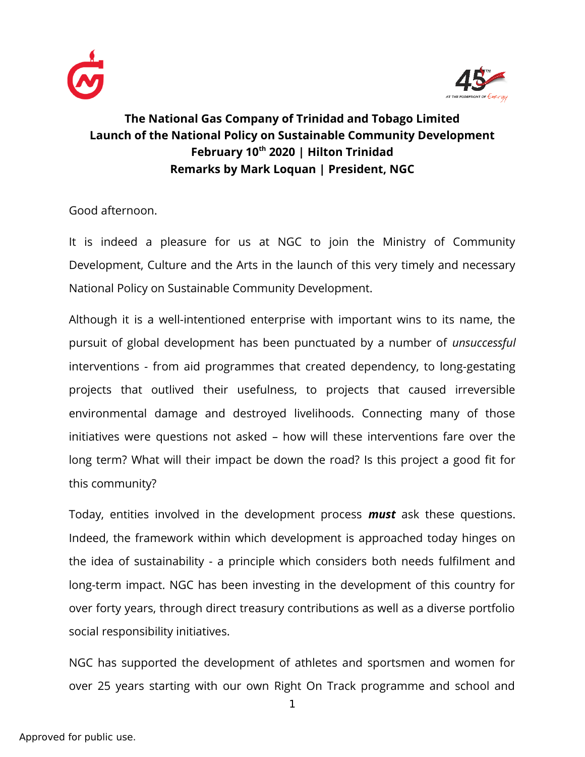**The National Gas Company of Trinidad and Tobago Limited**
**Launch of the National Policy on Sustainable Community Development**
**February 10th 2020 | Hilton Trinidad**
**Remarks by Mark Loquan | President, NGC**

Good afternoon.

It is indeed a pleasure for us at NGC to join the Ministry of Community Development, Culture and the Arts in the launch of this very timely and necessary National Policy on Sustainable Community Development.

Although it is a well-intentioned enterprise with important wins to its name, the pursuit of global development has been punctuated by a number of *unsuccessful* interventions - from aid programmes that created dependency, to long-gestating projects that outlived their usefulness, to projects that caused irreversible environmental damage and destroyed livelihoods. Connecting many of those initiatives were questions not asked – how will these interventions fare over the long term? What will their impact be down the road? Is this project a good fit for this community?

Today, entities involved in the development process ***must*** ask these questions. Indeed, the framework within which development is approached today hinges on the idea of sustainability - a principle which considers both needs fulfilment and long-term impact. NGC has been investing in the development of this country for over forty years, through direct treasury contributions as well as a diverse portfolio social responsibility initiatives.

NGC has supported the development of athletes and sportsmen and women for over 25 years starting with our own Right On Track programme and school and

Approved for public use.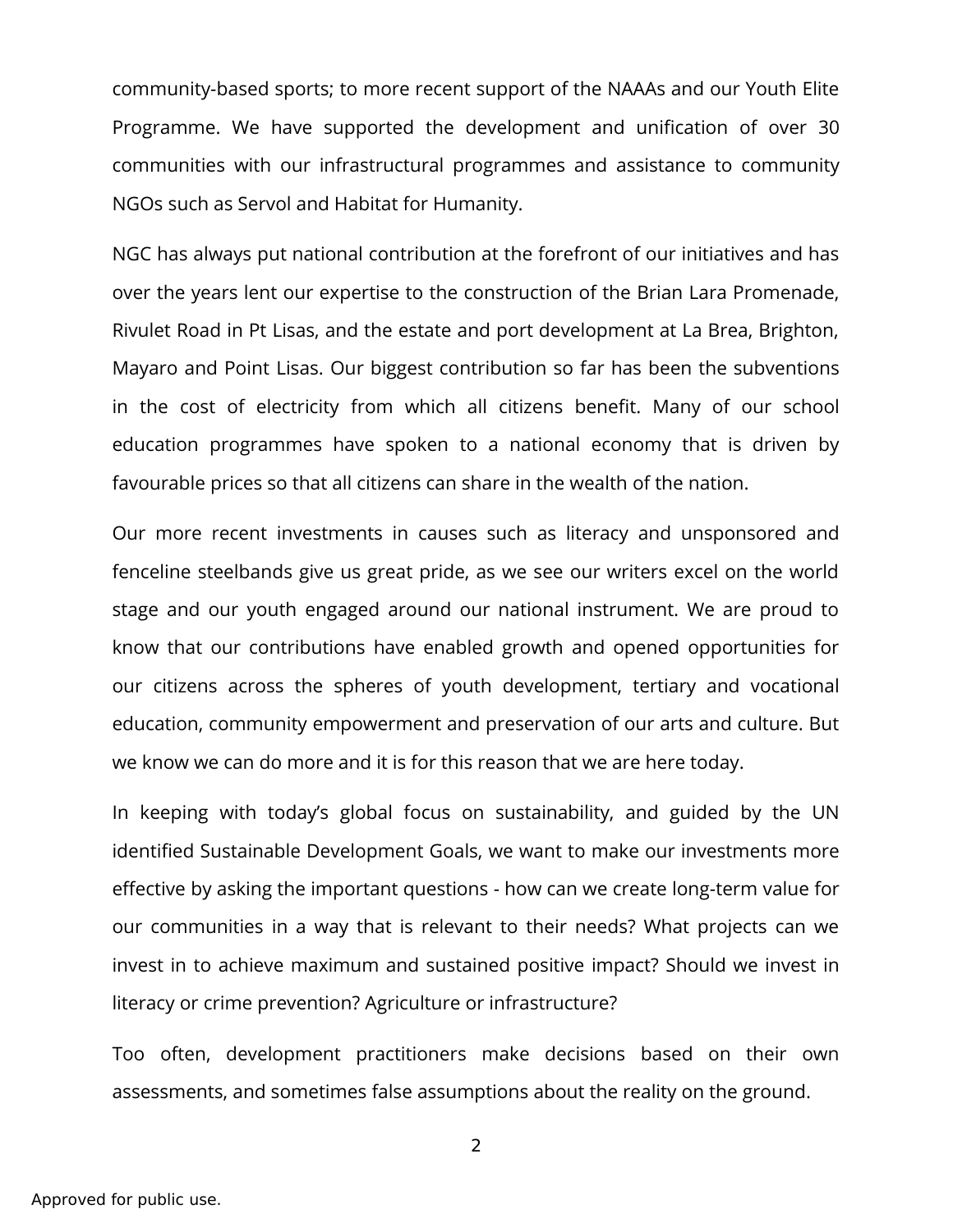community-based sports; to more recent support of the NAAAs and our Youth Elite Programme. We have supported the development and unification of over 30 communities with our infrastructural programmes and assistance to community NGOs such as Servol and Habitat for Humanity.

NGC has always put national contribution at the forefront of our initiatives and has over the years lent our expertise to the construction of the Brian Lara Promenade, Rivulet Road in Pt Lisas, and the estate and port development at La Brea, Brighton, Mayaro and Point Lisas. Our biggest contribution so far has been the subventions in the cost of electricity from which all citizens benefit. Many of our school education programmes have spoken to a national economy that is driven by favourable prices so that all citizens can share in the wealth of the nation.

Our more recent investments in causes such as literacy and unsponsored and fenceline steelbands give us great pride, as we see our writers excel on the world stage and our youth engaged around our national instrument. We are proud to know that our contributions have enabled growth and opened opportunities for our citizens across the spheres of youth development, tertiary and vocational education, community empowerment and preservation of our arts and culture. But we know we can do more and it is for this reason that we are here today.

In keeping with today's global focus on sustainability, and guided by the UN identified Sustainable Development Goals, we want to make our investments more effective by asking the important questions - how can we create long-term value for our communities in a way that is relevant to their needs? What projects can we invest in to achieve maximum and sustained positive impact? Should we invest in literacy or crime prevention? Agriculture or infrastructure?

Too often, development practitioners make decisions based on their own assessments, and sometimes false assumptions about the reality on the ground.

Approved for public use.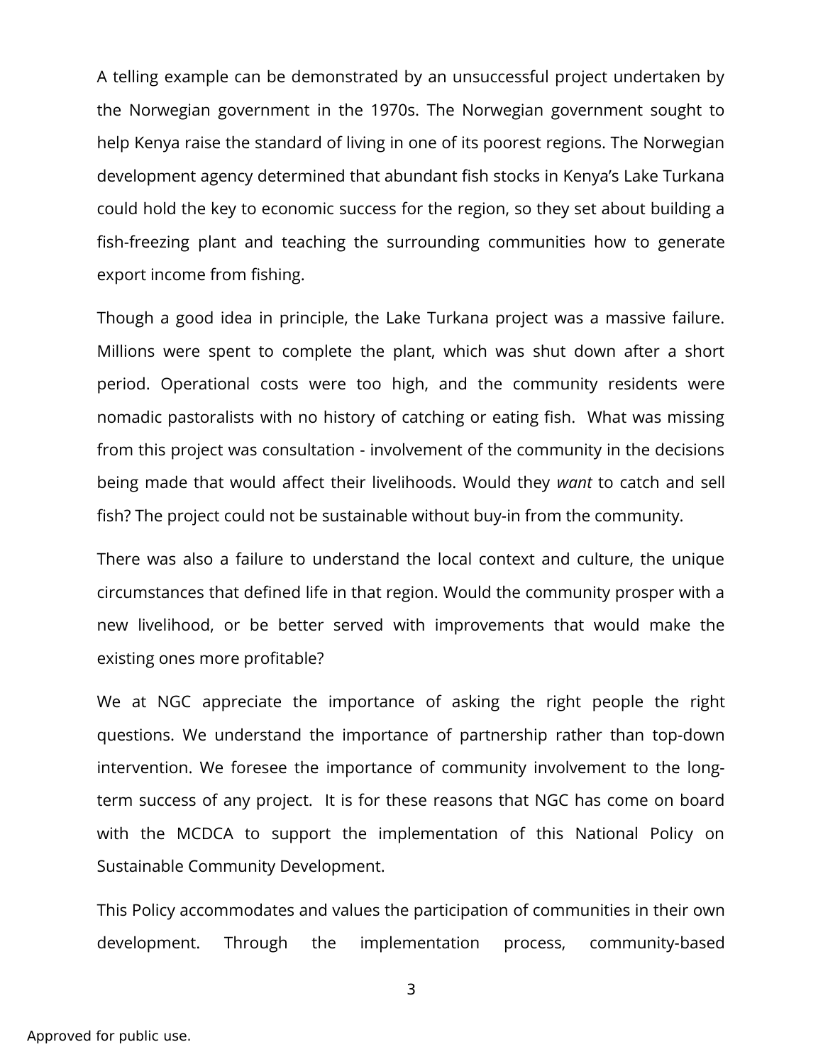A telling example can be demonstrated by an unsuccessful project undertaken by the Norwegian government in the 1970s. The Norwegian government sought to help Kenya raise the standard of living in one of its poorest regions. The Norwegian development agency determined that abundant fish stocks in Kenya's Lake Turkana could hold the key to economic success for the region, so they set about building a fish-freezing plant and teaching the surrounding communities how to generate export income from fishing.

Though a good idea in principle, the Lake Turkana project was a massive failure. Millions were spent to complete the plant, which was shut down after a short period. Operational costs were too high, and the community residents were nomadic pastoralists with no history of catching or eating fish. What was missing from this project was consultation - involvement of the community in the decisions being made that would affect their livelihoods. Would they *want* to catch and sell fish? The project could not be sustainable without buy-in from the community.

There was also a failure to understand the local context and culture, the unique circumstances that defined life in that region. Would the community prosper with a new livelihood, or be better served with improvements that would make the existing ones more profitable?

We at NGC appreciate the importance of asking the right people the right questions. We understand the importance of partnership rather than top-down intervention. We foresee the importance of community involvement to the long-term success of any project. It is for these reasons that NGC has come on board with the MCDCA to support the implementation of this National Policy on Sustainable Community Development.

This Policy accommodates and values the participation of communities in their own development. Through the implementation process, community-based

Approved for public use.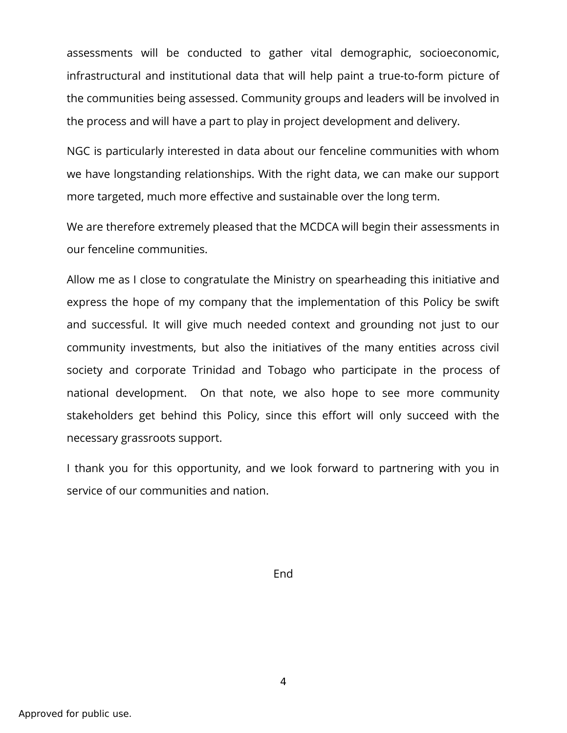assessments will be conducted to gather vital demographic, socioeconomic, infrastructural and institutional data that will help paint a true-to-form picture of the communities being assessed. Community groups and leaders will be involved in the process and will have a part to play in project development and delivery.

NGC is particularly interested in data about our fenceline communities with whom we have longstanding relationships. With the right data, we can make our support more targeted, much more effective and sustainable over the long term.

We are therefore extremely pleased that the MCDCA will begin their assessments in our fenceline communities.

Allow me as I close to congratulate the Ministry on spearheading this initiative and express the hope of my company that the implementation of this Policy be swift and successful. It will give much needed context and grounding not just to our community investments, but also the initiatives of the many entities across civil society and corporate Trinidad and Tobago who participate in the process of national development. On that note, we also hope to see more community stakeholders get behind this Policy, since this effort will only succeed with the necessary grassroots support.

I thank you for this opportunity, and we look forward to partnering with you in service of our communities and nation.

End

Approved for public use.